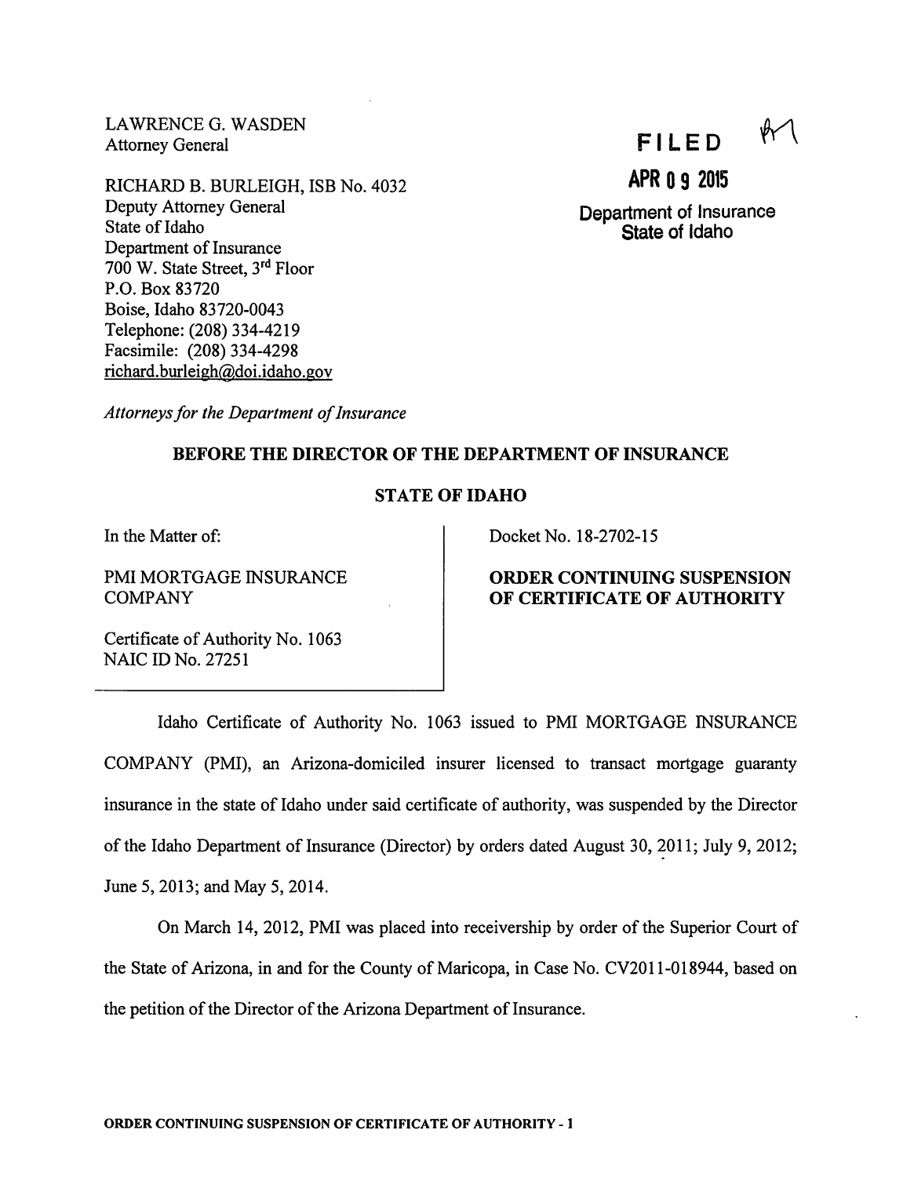LAWRENCE G. WASDEN
Attorney General

RICHARD B. BURLEIGH, ISB No. 4032
Deputy Attorney General
State of Idaho
Department of Insurance
700 W. State Street, 3rd Floor
P.O. Box 83720
Boise, Idaho 83720-0043
Telephone: (208) 334-4219
Facsimile: (208) 334-4298
richard.burleigh@doi.idaho.gov

*Attorneys for the Department of Insurance*

**FILED**

**APR 09 2015**

**Department of Insurance**
**State of Idaho**

**BEFORE THE DIRECTOR OF THE DEPARTMENT OF INSURANCE**

**STATE OF IDAHO**

In the Matter of:

PMI MORTGAGE INSURANCE COMPANY

Certificate of Authority No. 1063
NAIC ID No. 27251

Docket No. 18-2702-15

**ORDER CONTINUING SUSPENSION OF CERTIFICATE OF AUTHORITY**

Idaho Certificate of Authority No. 1063 issued to PMI MORTGAGE INSURANCE COMPANY (PMI), an Arizona-domiciled insurer licensed to transact mortgage guaranty insurance in the state of Idaho under said certificate of authority, was suspended by the Director of the Idaho Department of Insurance (Director) by orders dated August 30, 2011; July 9, 2012; June 5, 2013; and May 5, 2014.

On March 14, 2012, PMI was placed into receivership by order of the Superior Court of the State of Arizona, in and for the County of Maricopa, in Case No. CV2011-018944, based on the petition of the Director of the Arizona Department of Insurance.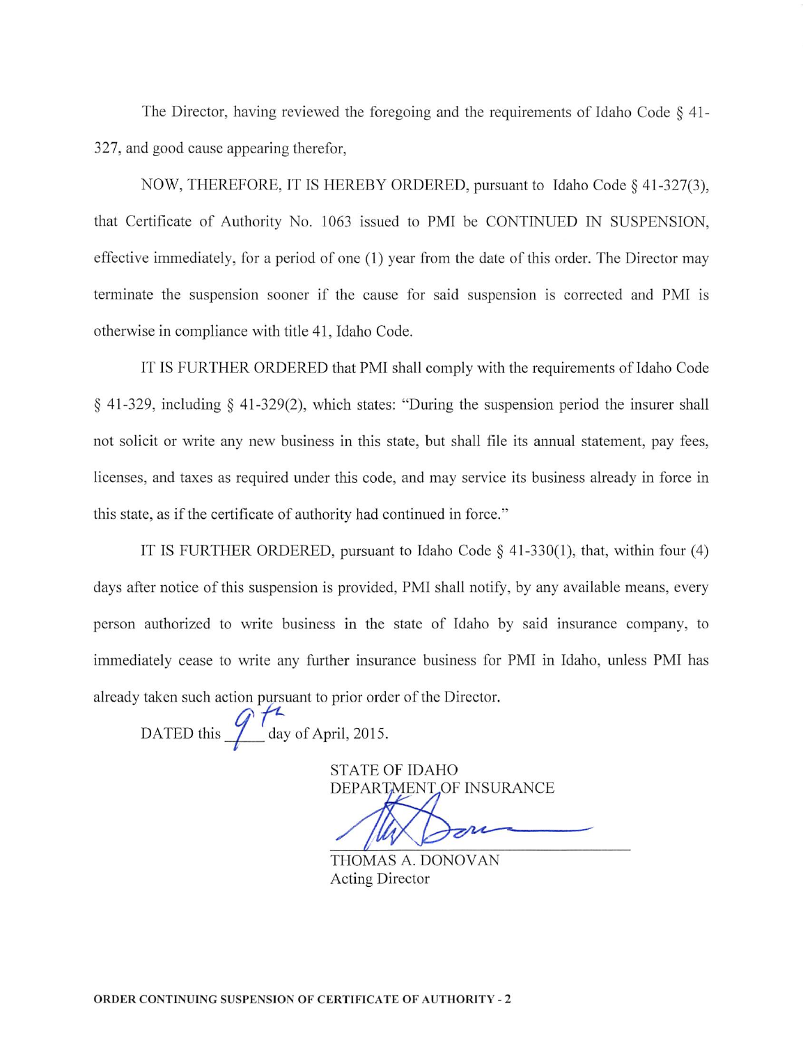The Director, having reviewed the foregoing and the requirements of Idaho Code § 41-327, and good cause appearing therefor,

NOW, THEREFORE, IT IS HEREBY ORDERED, pursuant to Idaho Code § 41-327(3), that Certificate of Authority No. 1063 issued to PMI be CONTINUED IN SUSPENSION, effective immediately, for a period of one (1) year from the date of this order. The Director may terminate the suspension sooner if the cause for said suspension is corrected and PMI is otherwise in compliance with title 41, Idaho Code.

IT IS FURTHER ORDERED that PMI shall comply with the requirements of Idaho Code § 41-329, including § 41-329(2), which states: "During the suspension period the insurer shall not solicit or write any new business in this state, but shall file its annual statement, pay fees, licenses, and taxes as required under this code, and may service its business already in force in this state, as if the certificate of authority had continued in force."

IT IS FURTHER ORDERED, pursuant to Idaho Code § 41-330(1), that, within four (4) days after notice of this suspension is provided, PMI shall notify, by any available means, every person authorized to write business in the state of Idaho by said insurance company, to immediately cease to write any further insurance business for PMI in Idaho, unless PMI has already taken such action pursuant to prior order of the Director.

DATED this 9th day of April, 2015.

STATE OF IDAHO
DEPARTMENT OF INSURANCE

THOMAS A. DONOVAN
Acting Director

**ORDER CONTINUING SUSPENSION OF CERTIFICATE OF AUTHORITY - 2**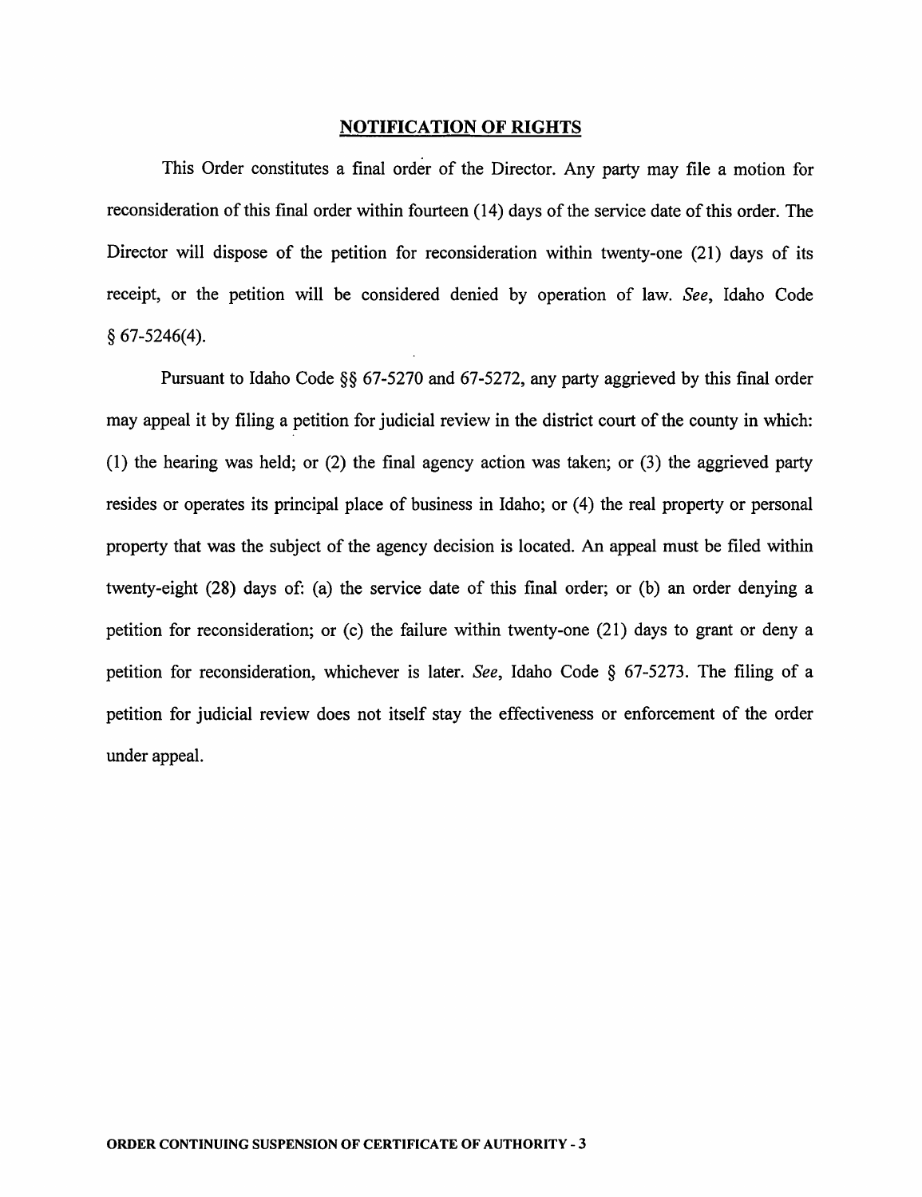## NOTIFICATION OF RIGHTS

This Order constitutes a final order of the Director. Any party may file a motion for reconsideration of this final order within fourteen (14) days of the service date of this order. The Director will dispose of the petition for reconsideration within twenty-one (21) days of its receipt, or the petition will be considered denied by operation of law. *See*, Idaho Code § 67-5246(4).

Pursuant to Idaho Code §§ 67-5270 and 67-5272, any party aggrieved by this final order may appeal it by filing a petition for judicial review in the district court of the county in which: (1) the hearing was held; or (2) the final agency action was taken; or (3) the aggrieved party resides or operates its principal place of business in Idaho; or (4) the real property or personal property that was the subject of the agency decision is located. An appeal must be filed within twenty-eight (28) days of: (a) the service date of this final order; or (b) an order denying a petition for reconsideration; or (c) the failure within twenty-one (21) days to grant or deny a petition for reconsideration, whichever is later. *See*, Idaho Code § 67-5273. The filing of a petition for judicial review does not itself stay the effectiveness or enforcement of the order under appeal.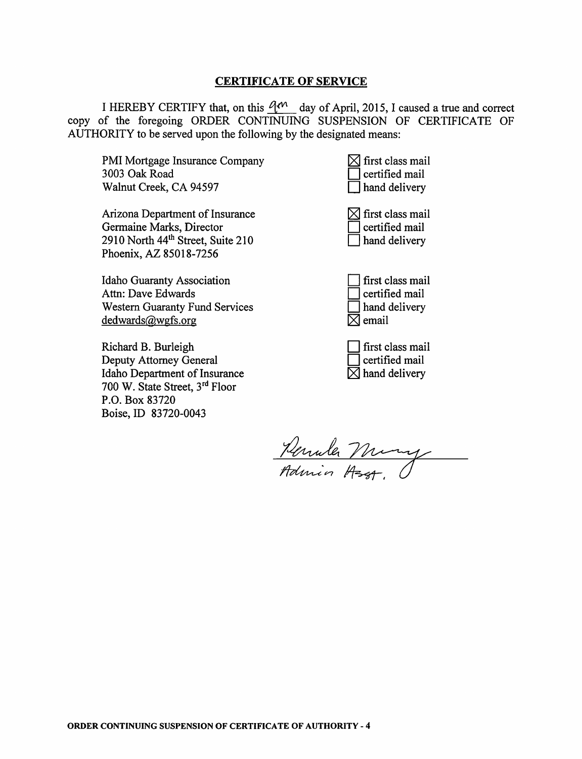## CERTIFICATE OF SERVICE

I HEREBY CERTIFY that, on this 9th day of April, 2015, I caused a true and correct copy of the foregoing ORDER CONTINUING SUSPENSION OF CERTIFICATE OF AUTHORITY to be served upon the following by the designated means:

| | |
|---|---|
| PMI Mortgage Insurance Company<br>3003 Oak Road<br>Walnut Creek, CA 94597 | ☒ first class mail<br>☐ certified mail<br>☐ hand delivery |
| Arizona Department of Insurance<br>Germaine Marks, Director<br>2910 North 44th Street, Suite 210<br>Phoenix, AZ 85018-7256 | ☒ first class mail<br>☐ certified mail<br>☐ hand delivery |
| Idaho Guaranty Association<br>Attn: Dave Edwards<br>Western Guaranty Fund Services<br>dedwards@wgfs.org | ☐ first class mail<br>☐ certified mail<br>☐ hand delivery<br>☒ email |
| Richard B. Burleigh<br>Deputy Attorney General<br>Idaho Department of Insurance<br>700 W. State Street, 3rd Floor<br>P.O. Box 83720<br>Boise, ID 83720-0043 | ☐ first class mail<br>☐ certified mail<br>☒ hand delivery |

Renula Murry
Admin Asst.